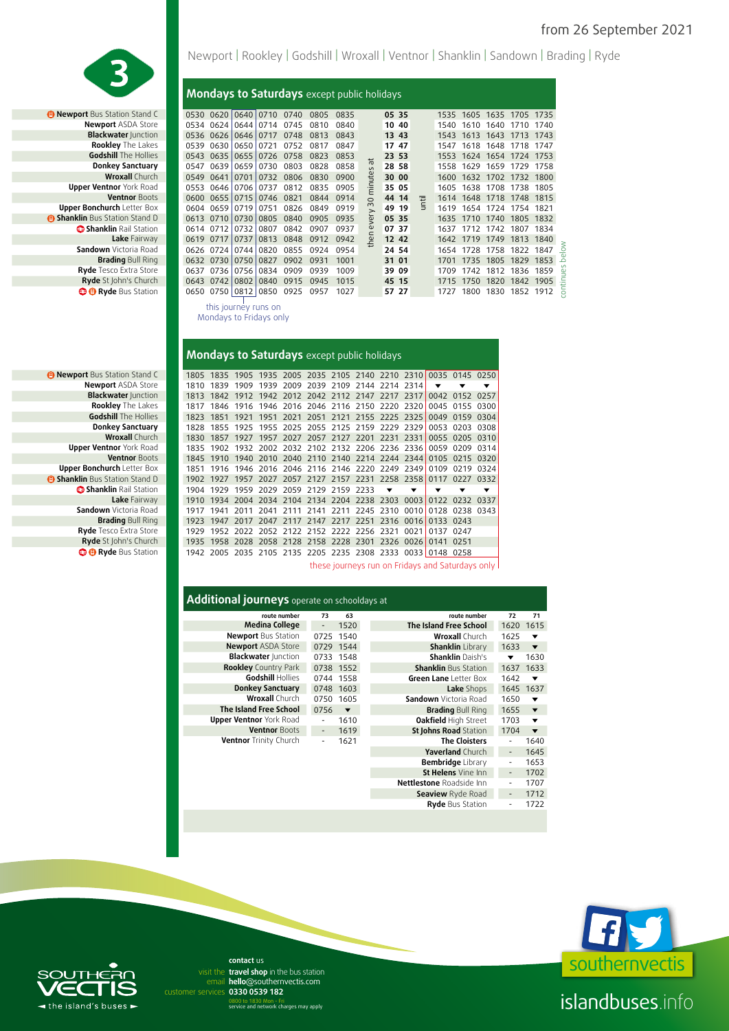# 3

from 26 September 2021

Newport | Rookley | Godshill | Wroxall | Ventnor | Shanklin | Sandown | Brading | Ryde

## Mondays to Saturdays except public holidays

| Stop | | | | | | | | | | | | | | | | |
|---|---|---|---|---|---|---|---|---|---|---|---|---|---|---|---|---|
| **Newport** Bus Station Stand C | 0530 | 0620 | 0640 | 0710 | 0740 | 0805 | 0835 | then every 30 minutes at | 05 35 | until | 1535 | 1605 | 1635 | 1705 | 1735 | continues below |
| **Newport** ASDA Store | 0534 | 0624 | 0644 | 0714 | 0745 | 0810 | 0840 | | 10 40 | | 1540 | 1610 | 1640 | 1710 | 1740 | |
| **Blackwater** Junction | 0536 | 0626 | 0646 | 0717 | 0748 | 0813 | 0843 | | 13 43 | | 1543 | 1613 | 1643 | 1713 | 1743 | |
| **Rookley** The Lakes | 0539 | 0630 | 0650 | 0721 | 0752 | 0817 | 0847 | | 17 47 | | 1547 | 1618 | 1648 | 1718 | 1747 | |
| **Godshill** The Hollies | 0543 | 0635 | 0655 | 0726 | 0758 | 0823 | 0853 | | 23 53 | | 1553 | 1624 | 1654 | 1724 | 1753 | |
| **Donkey Sanctuary** | 0547 | 0639 | 0659 | 0730 | 0803 | 0828 | 0858 | | 28 58 | | 1558 | 1629 | 1659 | 1729 | 1758 | |
| **Wroxall** Church | 0549 | 0641 | 0701 | 0732 | 0806 | 0830 | 0900 | | 30 00 | | 1600 | 1632 | 1702 | 1732 | 1800 | |
| **Upper Ventnor** York Road | 0553 | 0646 | 0706 | 0737 | 0812 | 0835 | 0905 | | 35 05 | | 1605 | 1638 | 1708 | 1738 | 1805 | |
| **Ventnor** Boots | 0600 | 0655 | 0715 | 0746 | 0821 | 0844 | 0914 | | 44 14 | | 1614 | 1648 | 1718 | 1748 | 1815 | |
| **Upper Bonchurch** Letter Box | 0604 | 0659 | 0719 | 0751 | 0826 | 0849 | 0919 | | 49 19 | | 1619 | 1654 | 1724 | 1754 | 1821 | |
| **Shanklin** Bus Station Stand D | 0613 | 0710 | 0730 | 0805 | 0840 | 0905 | 0935 | | 05 35 | | 1635 | 1710 | 1740 | 1805 | 1832 | |
| **Shanklin** Rail Station | 0614 | 0712 | 0732 | 0807 | 0842 | 0907 | 0937 | | 07 37 | | 1637 | 1712 | 1742 | 1807 | 1834 | |
| **Lake** Fairway | 0619 | 0717 | 0737 | 0813 | 0848 | 0912 | 0942 | | 12 42 | | 1642 | 1719 | 1749 | 1813 | 1840 | |
| **Sandown** Victoria Road | 0626 | 0724 | 0744 | 0820 | 0855 | 0924 | 0954 | | 24 54 | | 1654 | 1728 | 1758 | 1822 | 1847 | |
| **Brading** Bull Ring | 0632 | 0730 | 0750 | 0827 | 0902 | 0931 | 1001 | | 31 01 | | 1701 | 1735 | 1805 | 1829 | 1853 | |
| **Ryde** Tesco Extra Store | 0637 | 0736 | 0756 | 0834 | 0909 | 0939 | 1009 | | 39 09 | | 1709 | 1742 | 1812 | 1836 | 1859 | |
| **Ryde** St John's Church | 0643 | 0742 | 0802 | 0840 | 0915 | 0945 | 1015 | | 45 15 | | 1715 | 1750 | 1820 | 1842 | 1905 | |
| **Ryde** Bus Station | 0650 | 0750 | 0812 | 0850 | 0925 | 0957 | 1027 | | 57 27 | | 1727 | 1800 | 1830 | 1852 | 1912 | |

The 0640 journey runs on Mondays to Fridays only

## Mondays to Saturdays except public holidays

| Stop | | | | | | | | | | | | | |
|---|---|---|---|---|---|---|---|---|---|---|---|---|---|
| **Newport** Bus Station Stand C | 1805 | 1835 | 1905 | 1935 | 2005 | 2035 | 2105 | 2140 | 2210 | 2310 | 0035 | 0145 | 0250 |
| **Newport** ASDA Store | 1810 | 1839 | 1909 | 1939 | 2009 | 2039 | 2109 | 2144 | 2214 | 2314 | ▼ | ▼ | ▼ |
| **Blackwater** Junction | 1813 | 1842 | 1912 | 1942 | 2012 | 2042 | 2112 | 2147 | 2217 | 2317 | 0042 | 0152 | 0257 |
| **Rookley** The Lakes | 1817 | 1846 | 1916 | 1946 | 2016 | 2046 | 2116 | 2150 | 2220 | 2320 | 0045 | 0155 | 0300 |
| **Godshill** The Hollies | 1823 | 1851 | 1921 | 1951 | 2021 | 2051 | 2121 | 2155 | 2225 | 2325 | 0049 | 0159 | 0304 |
| **Donkey Sanctuary** | 1828 | 1855 | 1925 | 1955 | 2025 | 2055 | 2125 | 2159 | 2229 | 2329 | 0053 | 0203 | 0308 |
| **Wroxall** Church | 1830 | 1857 | 1927 | 1957 | 2027 | 2057 | 2127 | 2201 | 2231 | 2331 | 0055 | 0205 | 0310 |
| **Upper Ventnor** York Road | 1835 | 1902 | 1932 | 2002 | 2032 | 2102 | 2132 | 2206 | 2236 | 2336 | 0059 | 0209 | 0314 |
| **Ventnor** Boots | 1845 | 1910 | 1940 | 2010 | 2040 | 2110 | 2140 | 2214 | 2244 | 2344 | 0105 | 0215 | 0320 |
| **Upper Bonchurch** Letter Box | 1851 | 1916 | 1946 | 2016 | 2046 | 2116 | 2146 | 2220 | 2249 | 2349 | 0109 | 0219 | 0324 |
| **Shanklin** Bus Station Stand D | 1902 | 1927 | 1957 | 2027 | 2057 | 2127 | 2157 | 2231 | 2258 | 2358 | 0117 | 0227 | 0332 |
| **Shanklin** Rail Station | 1904 | 1929 | 1959 | 2029 | 2059 | 2129 | 2159 | 2233 | ▼ | ▼ | ▼ | ▼ | ▼ |
| **Lake** Fairway | 1910 | 1934 | 2004 | 2034 | 2104 | 2134 | 2204 | 2238 | 2303 | 0003 | 0122 | 0232 | 0337 |
| **Sandown** Victoria Road | 1917 | 1941 | 2011 | 2041 | 2111 | 2141 | 2211 | 2245 | 2310 | 0010 | 0128 | 0238 | 0343 |
| **Brading** Bull Ring | 1923 | 1947 | 2017 | 2047 | 2117 | 2147 | 2217 | 2251 | 2316 | 0016 | 0133 | 0243 | |
| **Ryde** Tesco Extra Store | 1929 | 1952 | 2022 | 2052 | 2122 | 2152 | 2222 | 2256 | 2321 | 0021 | 0137 | 0247 | |
| **Ryde** St John's Church | 1935 | 1958 | 2028 | 2058 | 2128 | 2158 | 2228 | 2301 | 2326 | 0026 | 0141 | 0251 | |
| **Ryde** Bus Station | 1942 | 2005 | 2035 | 2105 | 2135 | 2205 | 2235 | 2308 | 2333 | 0033 | 0148 | 0258 | |

The 0035, 0145 and 0250 journeys run on Fridays and Saturdays only

## Additional journeys operate on schooldays at

| route number | 73 | 63 |
|---|---|---|
| **Medina College** | - | 1520 |
| **Newport** Bus Station | 0725 | 1540 |
| **Newport** ASDA Store | 0729 | 1544 |
| **Blackwater** Junction | 0733 | 1548 |
| **Rookley** Country Park | 0738 | 1552 |
| **Godshill** Hollies | 0744 | 1558 |
| **Donkey Sanctuary** | 0748 | 1603 |
| **Wroxall** Church | 0750 | 1605 |
| **The Island Free School** | 0756 | ▼ |
| **Upper Ventnor** York Road | - | 1610 |
| **Ventnor** Boots | - | 1619 |
| **Ventnor** Trinity Church | - | 1621 |

| route number | 72 | 71 |
|---|---|---|
| **The Island Free School** | 1620 | 1615 |
| **Wroxall** Church | 1625 | ▼ |
| **Shanklin** Library | 1633 | ▼ |
| **Shanklin** Daish's | ▼ | 1630 |
| **Shanklin** Bus Station | 1637 | 1633 |
| **Green Lane** Letter Box | 1642 | ▼ |
| **Lake** Shops | 1645 | 1637 |
| **Sandown** Victoria Road | 1650 | ▼ |
| **Brading** Bull Ring | 1655 | ▼ |
| **Oakfield** High Street | 1703 | ▼ |
| **St Johns Road** Station | 1704 | ▼ |
| **The Cloisters** | - | 1640 |
| **Yaverland** Church | - | 1645 |
| **Bembridge** Library | - | 1653 |
| **St Helens** Vine Inn | - | 1702 |
| **Nettlestone** Roadside Inn | - | 1707 |
| **Seaview** Ryde Road | - | 1712 |
| **Ryde** Bus Station | - | 1722 |

**contact** us
visit the **travel shop** in the bus station
email **hello**@southernvectis.com
customer services **0330 0539 182**
0800 to 1830 Mon - Fri
service and network charges may apply

SOUTHERN VECTIS — the island's buses

southernvectis

islandbuses.info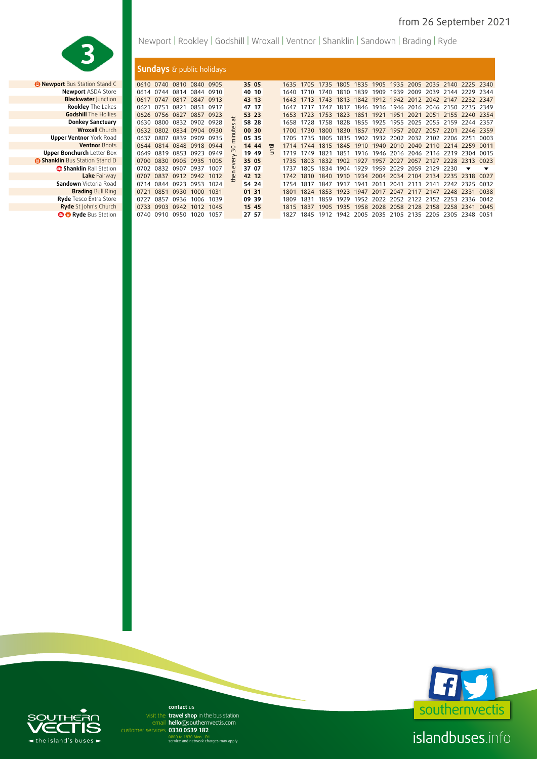from 26 September 2021

# 3

Newport | Rookley | Godshill | Wroxall | Ventnor | Shanklin | Sandown | Brading | Ryde

## Sundays & public holidays

| Stop | | | | | | | | | | | | | | | | | | | | | | |
|---|---|---|---|---|---|---|---|---|---|---|---|---|---|---|---|---|---|---|---|---|---|---|
| **Newport** Bus Station Stand C | 0610 | 0740 | 0810 | 0840 | 0905 | then every 30 minutes at | 35 | 05 | until | 1635 | 1705 | 1735 | 1805 | 1835 | 1905 | 1935 | 2005 | 2035 | 2140 | 2225 | 2340 |
| **Newport** ASDA Store | 0614 | 0744 | 0814 | 0844 | 0910 | | 40 | 10 | | 1640 | 1710 | 1740 | 1810 | 1839 | 1909 | 1939 | 2009 | 2039 | 2144 | 2229 | 2344 |
| **Blackwater** Junction | 0617 | 0747 | 0817 | 0847 | 0913 | | 43 | 13 | | 1643 | 1713 | 1743 | 1813 | 1842 | 1912 | 1942 | 2012 | 2042 | 2147 | 2232 | 2347 |
| **Rookley** The Lakes | 0621 | 0751 | 0821 | 0851 | 0917 | | 47 | 17 | | 1647 | 1717 | 1747 | 1817 | 1846 | 1916 | 1946 | 2016 | 2046 | 2150 | 2235 | 2349 |
| **Godshill** The Hollies | 0626 | 0756 | 0827 | 0857 | 0923 | | 53 | 23 | | 1653 | 1723 | 1753 | 1823 | 1851 | 1921 | 1951 | 2021 | 2051 | 2155 | 2240 | 2354 |
| **Donkey Sanctuary** | 0630 | 0800 | 0832 | 0902 | 0928 | | 58 | 28 | | 1658 | 1728 | 1758 | 1828 | 1855 | 1925 | 1955 | 2025 | 2055 | 2159 | 2244 | 2357 |
| **Wroxall** Church | 0632 | 0802 | 0834 | 0904 | 0930 | | 00 | 30 | | 1700 | 1730 | 1800 | 1830 | 1857 | 1927 | 1957 | 2027 | 2057 | 2201 | 2246 | 2359 |
| **Upper Ventnor** York Road | 0637 | 0807 | 0839 | 0909 | 0935 | | 05 | 35 | | 1705 | 1735 | 1805 | 1835 | 1902 | 1932 | 2002 | 2032 | 2102 | 2206 | 2251 | 0003 |
| **Ventnor** Boots | 0644 | 0814 | 0848 | 0918 | 0944 | | 14 | 44 | | 1714 | 1744 | 1815 | 1845 | 1910 | 1940 | 2010 | 2040 | 2110 | 2214 | 2259 | 0011 |
| **Upper Bonchurch** Letter Box | 0649 | 0819 | 0853 | 0923 | 0949 | | 19 | 49 | | 1719 | 1749 | 1821 | 1851 | 1916 | 1946 | 2016 | 2046 | 2116 | 2219 | 2304 | 0015 |
| **Shanklin** Bus Station Stand D | 0700 | 0830 | 0905 | 0935 | 1005 | | 35 | 05 | | 1735 | 1803 | 1832 | 1902 | 1927 | 1957 | 2027 | 2057 | 2127 | 2228 | 2313 | 0023 |
| **Shanklin** Rail Station | 0702 | 0832 | 0907 | 0937 | 1007 | | 37 | 07 | | 1737 | 1805 | 1834 | 1904 | 1929 | 1959 | 2029 | 2059 | 2129 | 2230 | ▼ | ▼ |
| **Lake** Fairway | 0707 | 0837 | 0912 | 0942 | 1012 | | 42 | 12 | | 1742 | 1810 | 1840 | 1910 | 1934 | 2004 | 2034 | 2104 | 2134 | 2235 | 2318 | 0027 |
| **Sandown** Victoria Road | 0714 | 0844 | 0923 | 0953 | 1024 | | 54 | 24 | | 1754 | 1817 | 1847 | 1917 | 1941 | 2011 | 2041 | 2111 | 2141 | 2242 | 2325 | 0032 |
| **Brading** Bull Ring | 0721 | 0851 | 0930 | 1000 | 1031 | | 01 | 31 | | 1801 | 1824 | 1853 | 1923 | 1947 | 2017 | 2047 | 2117 | 2147 | 2248 | 2331 | 0038 |
| **Ryde** Tesco Extra Store | 0727 | 0857 | 0936 | 1006 | 1039 | | 09 | 39 | | 1809 | 1831 | 1859 | 1929 | 1952 | 2022 | 2052 | 2122 | 2152 | 2253 | 2336 | 0042 |
| **Ryde** St John's Church | 0733 | 0903 | 0942 | 1012 | 1045 | | 15 | 45 | | 1815 | 1837 | 1905 | 1935 | 1958 | 2028 | 2058 | 2128 | 2158 | 2258 | 2341 | 0045 |
| **Ryde** Bus Station | 0740 | 0910 | 0950 | 1020 | 1057 | | 27 | 57 | | 1827 | 1845 | 1912 | 1942 | 2005 | 2035 | 2105 | 2135 | 2205 | 2305 | 2348 | 0051 |

SOUTHERN VECTIS – the island's buses

**contact** us
visit the **travel shop** in the bus station
email **hello**@southernvectis.com
customer services **0330 0539 182**
0800 to 1830 Mon - Fri
service and network charges may apply

southernvectis

islandbuses.info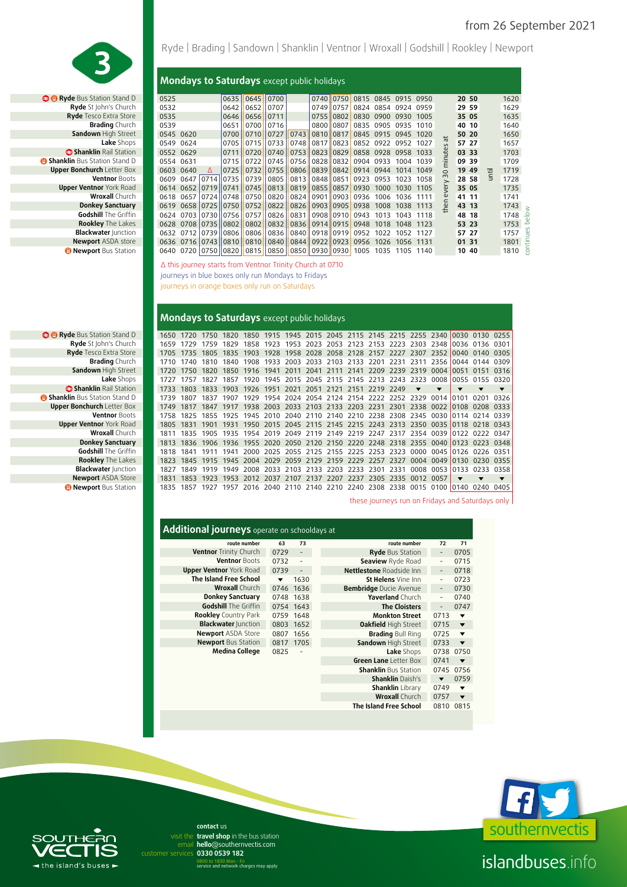from 26 September 2021

# 3

Ryde | Brading | Sandown | Shanklin | Ventnor | Wroxall | Godshill | Rookley | Newport

## Mondays to Saturdays except public holidays

| Stop | | | | | | | | | | | | | | | | | | |
|---|---|---|---|---|---|---|---|---|---|---|---|---|---|---|---|---|---|---|
| **Ryde** Bus Station Stand D | 0525 | | | 0635 | 0645 | 0700 | | 0740 | 0750 | 0815 | 0845 | 0915 | 0950 | then every 30 minutes at | 20 | 50 | until | 1620 |
| **Ryde** St John's Church | 0532 | | | 0642 | 0652 | 0707 | | 0749 | 0757 | 0824 | 0854 | 0924 | 0959 | | 29 | 59 | | 1629 |
| **Ryde** Tesco Extra Store | 0535 | | | 0646 | 0656 | 0711 | | 0755 | 0802 | 0830 | 0900 | 0930 | 1005 | | 35 | 05 | | 1635 |
| **Brading** Church | 0539 | | | 0651 | 0700 | 0716 | | 0800 | 0807 | 0835 | 0905 | 0935 | 1010 | | 40 | 10 | | 1640 |
| **Sandown** High Street | 0545 | 0620 | | 0700 | 0710 | 0727 | 0743 | 0810 | 0817 | 0845 | 0915 | 0945 | 1020 | | 50 | 20 | | 1650 |
| **Lake** Shops | 0549 | 0624 | | 0705 | 0715 | 0733 | 0748 | 0817 | 0823 | 0852 | 0922 | 0952 | 1027 | | 57 | 27 | | 1657 |
| **Shanklin** Rail Station | 0552 | 0629 | | 0711 | 0720 | 0740 | 0753 | 0823 | 0829 | 0858 | 0928 | 0958 | 1033 | | 03 | 33 | | 1703 |
| **Shanklin** Bus Station Stand D | 0554 | 0631 | | 0715 | 0722 | 0745 | 0756 | 0828 | 0832 | 0904 | 0933 | 1004 | 1039 | | 09 | 39 | | 1709 |
| **Upper Bonchurch** Letter Box | 0603 | 0640 | Δ | 0725 | 0732 | 0755 | 0806 | 0839 | 0842 | 0914 | 0944 | 1014 | 1049 | | 19 | 49 | | 1719 |
| **Ventnor** Boots | 0609 | 0647 | 0714 | 0735 | 0739 | 0805 | 0813 | 0848 | 0851 | 0923 | 0953 | 1023 | 1058 | | 28 | 58 | | 1728 |
| **Upper Ventnor** York Road | 0614 | 0652 | 0719 | 0741 | 0745 | 0813 | 0819 | 0855 | 0857 | 0930 | 1000 | 1030 | 1105 | | 35 | 05 | | 1735 |
| **Wroxall** Church | 0618 | 0657 | 0724 | 0748 | 0750 | 0820 | 0824 | 0901 | 0903 | 0936 | 1006 | 1036 | 1111 | | 41 | 11 | | 1741 |
| **Donkey Sanctuary** | 0619 | 0658 | 0725 | 0750 | 0752 | 0822 | 0826 | 0903 | 0905 | 0938 | 1008 | 1038 | 1113 | | 43 | 13 | | 1743 |
| **Godshill** The Griffin | 0624 | 0703 | 0730 | 0756 | 0757 | 0826 | 0831 | 0908 | 0910 | 0943 | 1013 | 1043 | 1118 | | 48 | 18 | | 1748 |
| **Rookley** The Lakes | 0628 | 0708 | 0735 | 0802 | 0802 | 0832 | 0836 | 0914 | 0915 | 0948 | 1018 | 1048 | 1123 | | 53 | 23 | | 1753 |
| **Blackwater** Junction | 0632 | 0712 | 0739 | 0806 | 0806 | 0836 | 0840 | 0918 | 0919 | 0952 | 1022 | 1052 | 1127 | | 57 | 27 | | 1757 |
| **Newport** ASDA store | 0636 | 0716 | 0743 | 0810 | 0810 | 0840 | 0844 | 0922 | 0923 | 0956 | 1026 | 1056 | 1131 | | 01 | 31 | | 1801 |
| **Newport** Bus Station | 0640 | 0720 | 0750 | 0820 | 0815 | 0850 | 0850 | 0930 | 0930 | 1005 | 1035 | 1105 | 1140 | | 10 | 40 | | 1810 |

continues below

Δ this journey starts from Ventnor Trinity Church at 0710

journeys in blue boxes only run Mondays to Fridays

journeys in orange boxes only run on Saturdays

## Mondays to Saturdays except public holidays

| Stop | | | | | | | | | | | | | | | | | | |
|---|---|---|---|---|---|---|---|---|---|---|---|---|---|---|---|---|---|---|
| **Ryde** Bus Station Stand D | 1650 | 1720 | 1750 | 1820 | 1850 | 1915 | 1945 | 2015 | 2045 | 2115 | 2145 | 2215 | 2255 | 2340 | 0030 | 0130 | 0255 |
| **Ryde** St John's Church | 1659 | 1729 | 1759 | 1829 | 1858 | 1923 | 1953 | 2023 | 2053 | 2123 | 2153 | 2223 | 2303 | 2348 | 0036 | 0136 | 0301 |
| **Ryde** Tesco Extra Store | 1705 | 1735 | 1805 | 1835 | 1903 | 1928 | 1958 | 2028 | 2058 | 2128 | 2157 | 2227 | 2307 | 2352 | 0040 | 0140 | 0305 |
| **Brading** Church | 1710 | 1740 | 1810 | 1840 | 1908 | 1933 | 2003 | 2033 | 2103 | 2133 | 2201 | 2231 | 2311 | 2356 | 0044 | 0144 | 0309 |
| **Sandown** High Street | 1720 | 1750 | 1820 | 1850 | 1916 | 1941 | 2011 | 2041 | 2111 | 2141 | 2209 | 2239 | 2319 | 0004 | 0051 | 0151 | 0316 |
| **Lake** Shops | 1727 | 1757 | 1827 | 1857 | 1920 | 1945 | 2015 | 2045 | 2115 | 2145 | 2213 | 2243 | 2323 | 0008 | 0055 | 0155 | 0320 |
| **Shanklin** Rail Station | 1733 | 1803 | 1833 | 1903 | 1926 | 1951 | 2021 | 2051 | 2121 | 2151 | 2219 | 2249 | ▼ | ▼ | ▼ | ▼ | ▼ |
| **Shanklin** Bus Station Stand D | 1739 | 1807 | 1837 | 1907 | 1929 | 1954 | 2024 | 2054 | 2124 | 2154 | 2222 | 2252 | 2329 | 0014 | 0101 | 0201 | 0326 |
| **Upper Bonchurch** Letter Box | 1749 | 1817 | 1847 | 1917 | 1938 | 2003 | 2033 | 2103 | 2133 | 2203 | 2231 | 2301 | 2338 | 0022 | 0108 | 0208 | 0333 |
| **Ventnor** Boots | 1758 | 1825 | 1855 | 1925 | 1945 | 2010 | 2040 | 2110 | 2140 | 2210 | 2238 | 2308 | 2345 | 0030 | 0114 | 0214 | 0339 |
| **Upper Ventnor** York Road | 1805 | 1831 | 1901 | 1931 | 1950 | 2015 | 2045 | 2115 | 2145 | 2215 | 2243 | 2313 | 2350 | 0035 | 0118 | 0218 | 0343 |
| **Wroxall** Church | 1811 | 1835 | 1905 | 1935 | 1954 | 2019 | 2049 | 2119 | 2149 | 2219 | 2247 | 2317 | 2354 | 0039 | 0122 | 0222 | 0347 |
| **Donkey Sanctuary** | 1813 | 1836 | 1906 | 1936 | 1955 | 2020 | 2050 | 2120 | 2150 | 2220 | 2248 | 2318 | 2355 | 0040 | 0123 | 0223 | 0348 |
| **Godshill** The Griffin | 1818 | 1841 | 1911 | 1941 | 2000 | 2025 | 2055 | 2125 | 2155 | 2225 | 2253 | 2323 | 0000 | 0045 | 0126 | 0226 | 0351 |
| **Rookley** The Lakes | 1823 | 1845 | 1915 | 1945 | 2004 | 2029 | 2059 | 2129 | 2159 | 2229 | 2257 | 2327 | 0004 | 0049 | 0130 | 0230 | 0355 |
| **Blackwater** Junction | 1827 | 1849 | 1919 | 1949 | 2008 | 2033 | 2103 | 2133 | 2203 | 2233 | 2301 | 2331 | 0008 | 0053 | 0133 | 0233 | 0358 |
| **Newport** ASDA Store | 1831 | 1853 | 1923 | 1953 | 2012 | 2037 | 2107 | 2137 | 2207 | 2237 | 2305 | 2335 | 0012 | 0057 | ▼ | ▼ | ▼ |
| **Newport** Bus Station | 1835 | 1857 | 1927 | 1957 | 2016 | 2040 | 2110 | 2140 | 2210 | 2240 | 2308 | 2338 | 0015 | 0100 | 0140 | 0240 | 0405 |

these journeys run on Fridays and Saturdays only (0030, 0130, 0255 departures)

## Additional journeys operate on schooldays at

| route number | 63 | 73 |
|---|---|---|
| **Ventnor** Trinity Church | 0729 | - |
| **Ventnor** Boots | 0732 | - |
| **Upper Ventnor** York Road | 0739 | - |
| **The Island Free School** | ▼ | 1630 |
| **Wroxall** Church | 0746 | 1636 |
| **Donkey Sanctuary** | 0748 | 1638 |
| **Godshill** The Griffin | 0754 | 1643 |
| **Rookley** Country Park | 0759 | 1648 |
| **Blackwater** Junction | 0803 | 1652 |
| **Newport** ASDA Store | 0807 | 1656 |
| **Newport** Bus Station | 0817 | 1705 |
| **Medina College** | 0825 | - |

| route number | 72 | 71 |
|---|---|---|
| **Ryde** Bus Station | - | 0705 |
| **Seaview** Ryde Road | - | 0715 |
| **Nettlestone** Roadside Inn | - | 0718 |
| **St Helens** Vine Inn | - | 0723 |
| **Bembridge** Ducie Avenue | - | 0730 |
| **Yaverland** Church | - | 0740 |
| **The Cloisters** | - | 0747 |
| **Monkton Street** | 0713 | ▼ |
| **Oakfield** High Street | 0715 | ▼ |
| **Brading** Bull Ring | 0725 | ▼ |
| **Sandown** High Street | 0733 | ▼ |
| **Lake** Shops | 0738 | 0750 |
| **Green Lane** Letter Box | 0741 | ▼ |
| **Shanklin** Bus Station | 0745 | 0756 |
| **Shanklin** Daish's | ▼ | 0759 |
| **Shanklin** Library | 0749 | ▼ |
| **Wroxall** Church | 0757 | ▼ |
| **The Island Free School** | 0810 | 0815 |

**contact** us

visit the **travel shop** in the bus station

email **hello**@southernvectis.com

customer services **0330 0539 182**

0800 to 1830 Mon - Fri
service and network charges may apply

Southern Vectis — the island's buses

southernvectis

islandbuses.info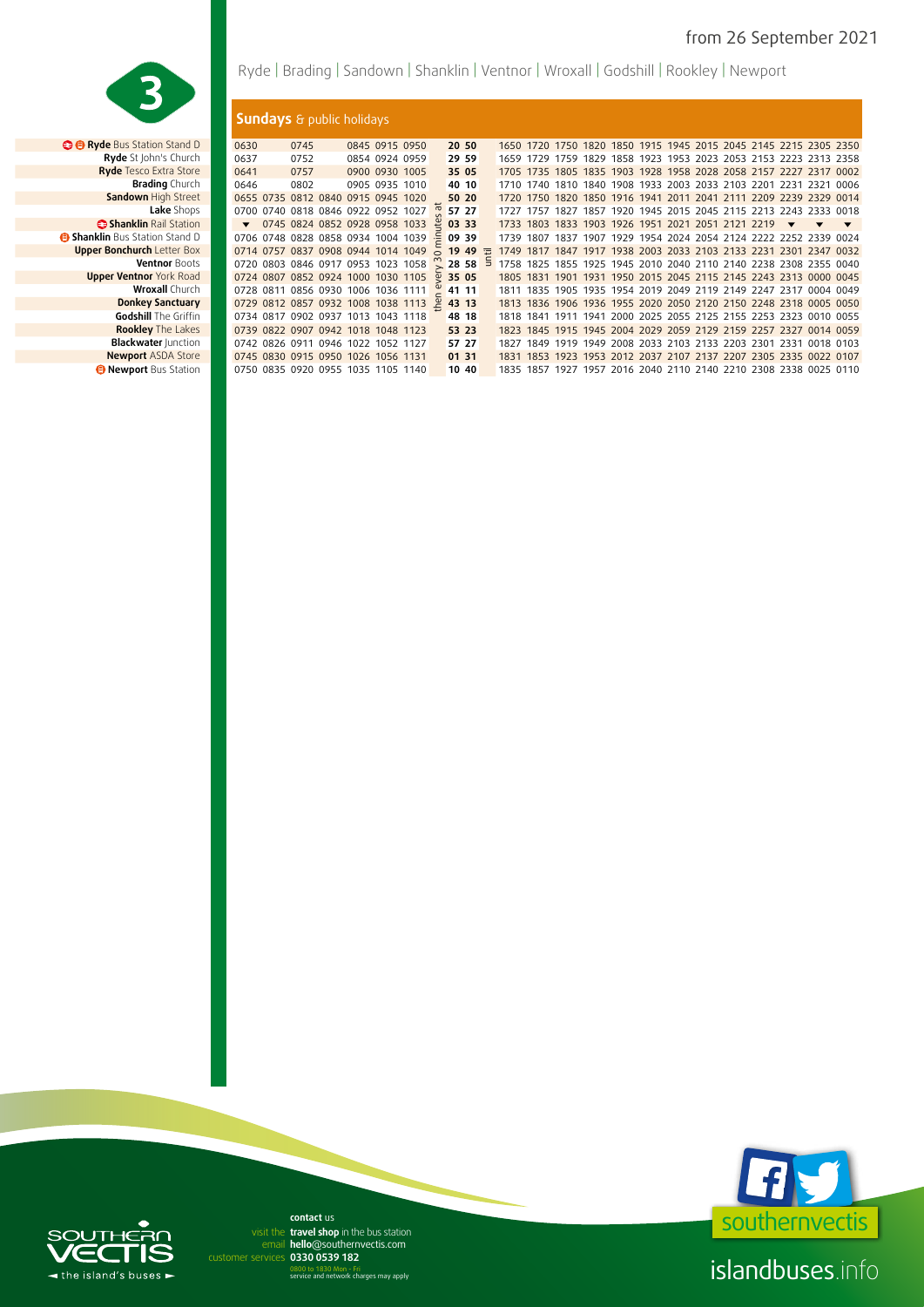from 26 September 2021

# 3

Ryde | Brading | Sandown | Shanklin | Ventnor | Wroxall | Godshill | Rookley | Newport

## Sundays & public holidays

| | | | | | | | | | | | | | | | | | | | | | | | | | |
|---|---|---|---|---|---|---|---|---|---|---|---|---|---|---|---|---|---|---|---|---|---|---|---|---|---|
| **Ryde** Bus Station Stand D | 0630 | | 0745 | | 0845 | 0915 | 0950 | then every 30 minutes at | 20 50 | until | 1650 | 1720 | 1750 | 1820 | 1850 | 1915 | 1945 | 2015 | 2045 | 2145 | 2215 | 2305 | 2350 |
| **Ryde** St John's Church | 0637 | | 0752 | | 0854 | 0924 | 0959 | | 29 59 | | 1659 | 1729 | 1759 | 1829 | 1858 | 1923 | 1953 | 2023 | 2053 | 2153 | 2223 | 2313 | 2358 |
| **Ryde** Tesco Extra Store | 0641 | | 0757 | | 0900 | 0930 | 1005 | | 35 05 | | 1705 | 1735 | 1805 | 1835 | 1903 | 1928 | 1958 | 2028 | 2058 | 2157 | 2227 | 2317 | 0002 |
| **Brading** Church | 0646 | | 0802 | | 0905 | 0935 | 1010 | | 40 10 | | 1710 | 1740 | 1810 | 1840 | 1908 | 1933 | 2003 | 2033 | 2103 | 2201 | 2231 | 2321 | 0006 |
| **Sandown** High Street | 0655 | 0735 | 0812 | 0840 | 0915 | 0945 | 1020 | | 50 20 | | 1720 | 1750 | 1820 | 1850 | 1916 | 1941 | 2011 | 2041 | 2111 | 2209 | 2239 | 2329 | 0014 |
| **Lake** Shops | 0700 | 0740 | 0818 | 0846 | 0922 | 0952 | 1027 | | 57 27 | | 1727 | 1757 | 1827 | 1857 | 1920 | 1945 | 2015 | 2045 | 2115 | 2213 | 2243 | 2333 | 0018 |
| **Shanklin** Rail Station | ▼ | 0745 | 0824 | 0852 | 0928 | 0958 | 1033 | | 03 33 | | 1733 | 1803 | 1833 | 1903 | 1926 | 1951 | 2021 | 2051 | 2121 | 2219 | ▼ | ▼ | ▼ |
| **Shanklin** Bus Station Stand D | 0706 | 0748 | 0828 | 0858 | 0934 | 1004 | 1039 | | 09 39 | | 1739 | 1807 | 1837 | 1907 | 1929 | 1954 | 2024 | 2054 | 2124 | 2222 | 2252 | 2339 | 0024 |
| **Upper Bonchurch** Letter Box | 0714 | 0757 | 0837 | 0908 | 0944 | 1014 | 1049 | | 19 49 | | 1749 | 1817 | 1847 | 1917 | 1938 | 2003 | 2033 | 2103 | 2133 | 2231 | 2301 | 2347 | 0032 |
| **Ventnor** Boots | 0720 | 0803 | 0846 | 0917 | 0953 | 1023 | 1058 | | 28 58 | | 1758 | 1825 | 1855 | 1925 | 1945 | 2010 | 2040 | 2110 | 2140 | 2238 | 2308 | 2355 | 0040 |
| **Upper Ventnor** York Road | 0724 | 0807 | 0852 | 0924 | 1000 | 1030 | 1105 | | 35 05 | | 1805 | 1831 | 1901 | 1931 | 1950 | 2015 | 2045 | 2115 | 2145 | 2243 | 2313 | 0000 | 0045 |
| **Wroxall** Church | 0728 | 0811 | 0856 | 0930 | 1006 | 1036 | 1111 | | 41 11 | | 1811 | 1835 | 1905 | 1935 | 1954 | 2019 | 2049 | 2119 | 2149 | 2247 | 2317 | 0004 | 0049 |
| **Donkey Sanctuary** | 0729 | 0812 | 0857 | 0932 | 1008 | 1038 | 1113 | | 43 13 | | 1813 | 1836 | 1906 | 1936 | 1955 | 2020 | 2050 | 2120 | 2150 | 2248 | 2318 | 0005 | 0050 |
| **Godshill** The Griffin | 0734 | 0817 | 0902 | 0937 | 1013 | 1043 | 1118 | | 48 18 | | 1818 | 1841 | 1911 | 1941 | 2000 | 2025 | 2055 | 2125 | 2155 | 2253 | 2323 | 0010 | 0055 |
| **Rookley** The Lakes | 0739 | 0822 | 0907 | 0942 | 1018 | 1048 | 1123 | | 53 23 | | 1823 | 1845 | 1915 | 1945 | 2004 | 2029 | 2059 | 2129 | 2159 | 2257 | 2327 | 0014 | 0059 |
| **Blackwater** Junction | 0742 | 0826 | 0911 | 0946 | 1022 | 1052 | 1127 | | 57 27 | | 1827 | 1849 | 1919 | 1949 | 2008 | 2033 | 2103 | 2133 | 2203 | 2301 | 2331 | 0018 | 0103 |
| **Newport** ASDA Store | 0745 | 0830 | 0915 | 0950 | 1026 | 1056 | 1131 | | 01 31 | | 1831 | 1853 | 1923 | 1953 | 2012 | 2037 | 2107 | 2137 | 2207 | 2305 | 2335 | 0022 | 0107 |
| **Newport** Bus Station | 0750 | 0835 | 0920 | 0955 | 1035 | 1105 | 1140 | | 10 40 | | 1835 | 1857 | 1927 | 1957 | 2016 | 2040 | 2110 | 2140 | 2210 | 2308 | 2338 | 0025 | 0110 |

**contact** us

visit the **travel shop** in the bus station

email **hello**@southernvectis.com

customer services **0330 0539 182**

0800 to 1830 Mon - Fri
service and network charges may apply

southernvectis

islandbuses.info